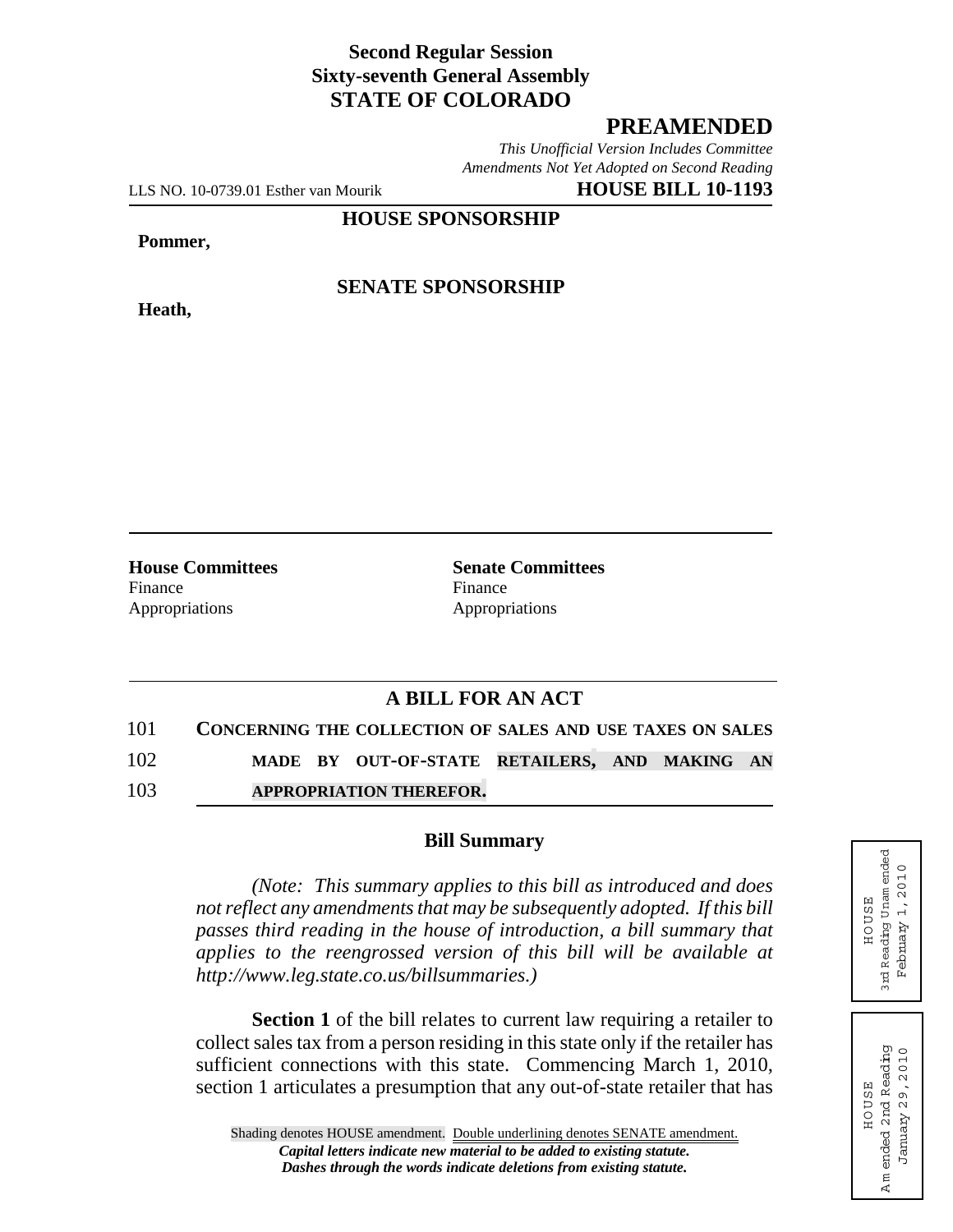**Second Regular Session**
**Sixty-seventh General Assembly**
**STATE OF COLORADO**

## PREAMENDED

*This Unofficial Version Includes Committee Amendments Not Yet Adopted on Second Reading*

LLS NO. 10-0739.01 Esther van Mourik **HOUSE BILL 10-1193**

**HOUSE SPONSORSHIP**

**Pommer,**

**SENATE SPONSORSHIP**

**Heath,**

| House Committees | Senate Committees |
| --- | --- |
| Finance | Finance |
| Appropriations | Appropriations |

### A BILL FOR AN ACT

101 **CONCERNING THE COLLECTION OF SALES AND USE TAXES ON SALES**
102 **MADE BY OUT-OF-STATE RETAILERS, AND MAKING AN**
103 **APPROPRIATION THEREFOR.**

### Bill Summary

*(Note: This summary applies to this bill as introduced and does not reflect any amendments that may be subsequently adopted. If this bill passes third reading in the house of introduction, a bill summary that applies to the reengrossed version of this bill will be available at http://www.leg.state.co.us/billsummaries.)*

**Section 1** of the bill relates to current law requiring a retailer to collect sales tax from a person residing in this state only if the retailer has sufficient connections with this state. Commencing March 1, 2010, section 1 articulates a presumption that any out-of-state retailer that has

HOUSE 3rd Reading Unamended February 1, 2010

HOUSE Amended 2nd Reading January 29, 2010

Shading denotes HOUSE amendment. Double underlining denotes SENATE amendment.
*Capital letters indicate new material to be added to existing statute.*
*Dashes through the words indicate deletions from existing statute.*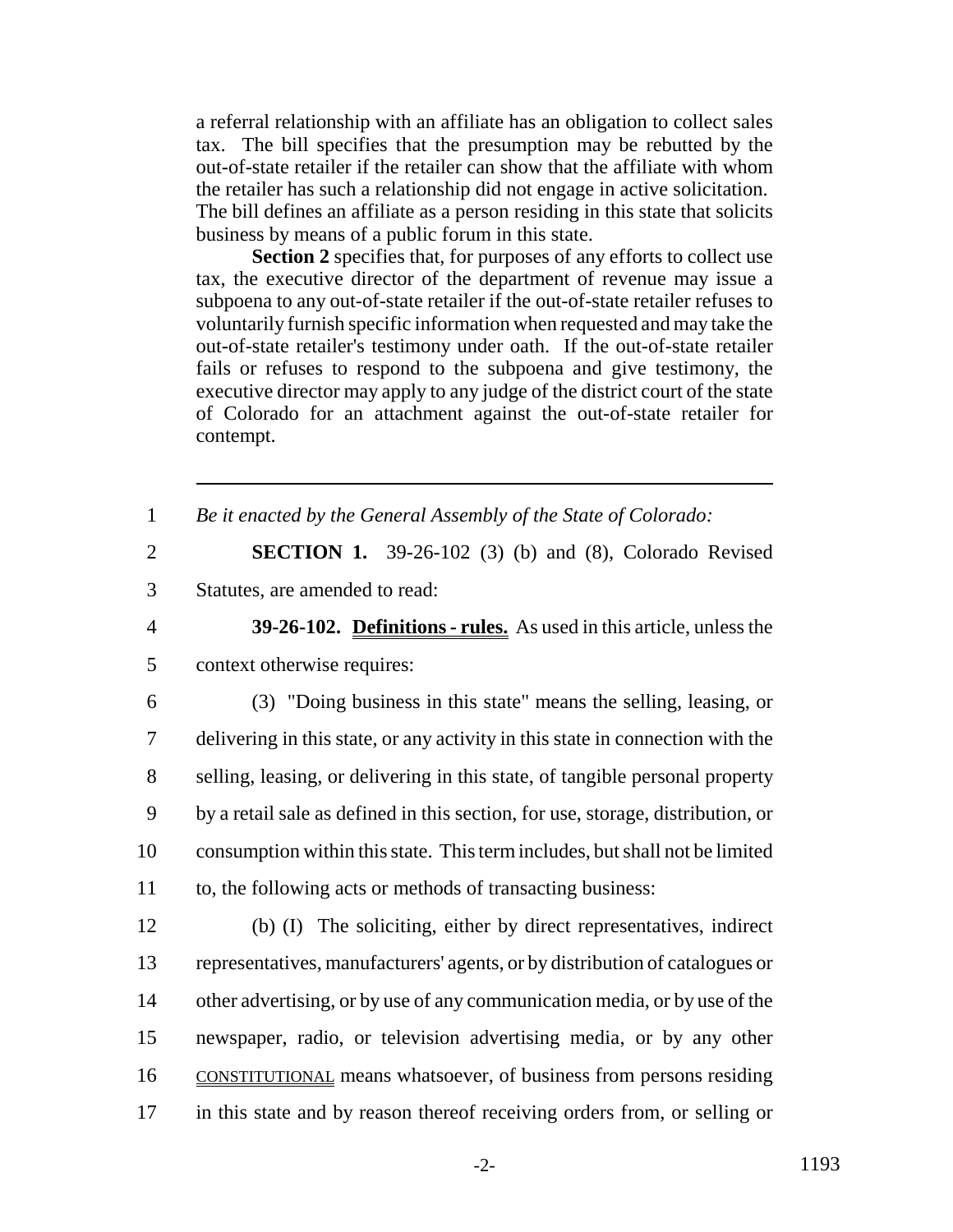a referral relationship with an affiliate has an obligation to collect sales tax. The bill specifies that the presumption may be rebutted by the out-of-state retailer if the retailer can show that the affiliate with whom the retailer has such a relationship did not engage in active solicitation. The bill defines an affiliate as a person residing in this state that solicits business by means of a public forum in this state.

**Section 2** specifies that, for purposes of any efforts to collect use tax, the executive director of the department of revenue may issue a subpoena to any out-of-state retailer if the out-of-state retailer refuses to voluntarily furnish specific information when requested and may take the out-of-state retailer's testimony under oath. If the out-of-state retailer fails or refuses to respond to the subpoena and give testimony, the executive director may apply to any judge of the district court of the state of Colorado for an attachment against the out-of-state retailer for contempt.

---

1 *Be it enacted by the General Assembly of the State of Colorado:*

2 **SECTION 1.** 39-26-102 (3) (b) and (8), Colorado Revised

3 Statutes, are amended to read:

4 **39-26-102. Definitions - rules.** As used in this article, unless the

5 context otherwise requires:

6 (3) "Doing business in this state" means the selling, leasing, or

7 delivering in this state, or any activity in this state in connection with the

8 selling, leasing, or delivering in this state, of tangible personal property

9 by a retail sale as defined in this section, for use, storage, distribution, or

10 consumption within this state. This term includes, but shall not be limited

11 to, the following acts or methods of transacting business:

12 (b) (I) The soliciting, either by direct representatives, indirect

13 representatives, manufacturers' agents, or by distribution of catalogues or

14 other advertising, or by use of any communication media, or by use of the

15 newspaper, radio, or television advertising media, or by any other

16 CONSTITUTIONAL means whatsoever, of business from persons residing

17 in this state and by reason thereof receiving orders from, or selling or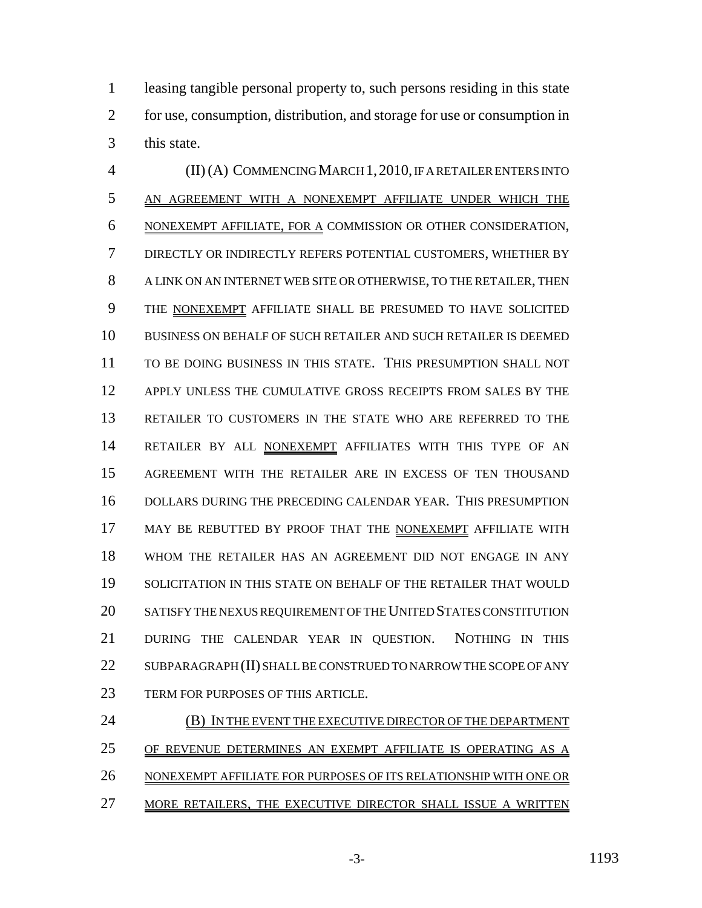leasing tangible personal property to, such persons residing in this state for use, consumption, distribution, and storage for use or consumption in this state.

(II) (A) COMMENCING MARCH 1, 2010, IF A RETAILER ENTERS INTO AN AGREEMENT WITH A NONEXEMPT AFFILIATE UNDER WHICH THE NONEXEMPT AFFILIATE, FOR A COMMISSION OR OTHER CONSIDERATION, DIRECTLY OR INDIRECTLY REFERS POTENTIAL CUSTOMERS, WHETHER BY A LINK ON AN INTERNET WEB SITE OR OTHERWISE, TO THE RETAILER, THEN THE NONEXEMPT AFFILIATE SHALL BE PRESUMED TO HAVE SOLICITED BUSINESS ON BEHALF OF SUCH RETAILER AND SUCH RETAILER IS DEEMED TO BE DOING BUSINESS IN THIS STATE. THIS PRESUMPTION SHALL NOT APPLY UNLESS THE CUMULATIVE GROSS RECEIPTS FROM SALES BY THE RETAILER TO CUSTOMERS IN THE STATE WHO ARE REFERRED TO THE RETAILER BY ALL NONEXEMPT AFFILIATES WITH THIS TYPE OF AN AGREEMENT WITH THE RETAILER ARE IN EXCESS OF TEN THOUSAND DOLLARS DURING THE PRECEDING CALENDAR YEAR. THIS PRESUMPTION MAY BE REBUTTED BY PROOF THAT THE NONEXEMPT AFFILIATE WITH WHOM THE RETAILER HAS AN AGREEMENT DID NOT ENGAGE IN ANY SOLICITATION IN THIS STATE ON BEHALF OF THE RETAILER THAT WOULD SATISFY THE NEXUS REQUIREMENT OF THE UNITED STATES CONSTITUTION DURING THE CALENDAR YEAR IN QUESTION. NOTHING IN THIS SUBPARAGRAPH (II) SHALL BE CONSTRUED TO NARROW THE SCOPE OF ANY TERM FOR PURPOSES OF THIS ARTICLE.

(B) IN THE EVENT THE EXECUTIVE DIRECTOR OF THE DEPARTMENT OF REVENUE DETERMINES AN EXEMPT AFFILIATE IS OPERATING AS A NONEXEMPT AFFILIATE FOR PURPOSES OF ITS RELATIONSHIP WITH ONE OR MORE RETAILERS, THE EXECUTIVE DIRECTOR SHALL ISSUE A WRITTEN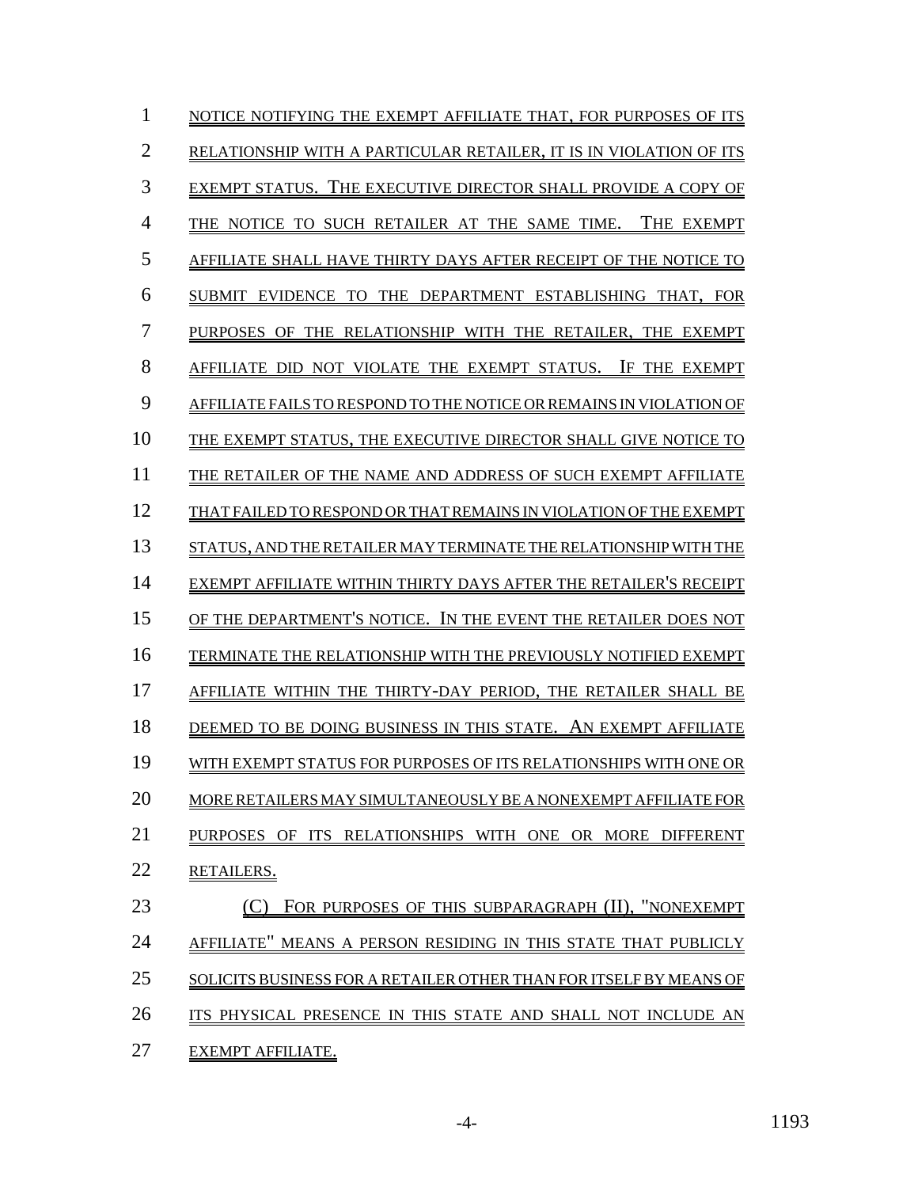NOTICE NOTIFYING THE EXEMPT AFFILIATE THAT, FOR PURPOSES OF ITS RELATIONSHIP WITH A PARTICULAR RETAILER, IT IS IN VIOLATION OF ITS EXEMPT STATUS. THE EXECUTIVE DIRECTOR SHALL PROVIDE A COPY OF THE NOTICE TO SUCH RETAILER AT THE SAME TIME. THE EXEMPT AFFILIATE SHALL HAVE THIRTY DAYS AFTER RECEIPT OF THE NOTICE TO SUBMIT EVIDENCE TO THE DEPARTMENT ESTABLISHING THAT, FOR PURPOSES OF THE RELATIONSHIP WITH THE RETAILER, THE EXEMPT AFFILIATE DID NOT VIOLATE THE EXEMPT STATUS. IF THE EXEMPT AFFILIATE FAILS TO RESPOND TO THE NOTICE OR REMAINS IN VIOLATION OF THE EXEMPT STATUS, THE EXECUTIVE DIRECTOR SHALL GIVE NOTICE TO THE RETAILER OF THE NAME AND ADDRESS OF SUCH EXEMPT AFFILIATE THAT FAILED TO RESPOND OR THAT REMAINS IN VIOLATION OF THE EXEMPT STATUS, AND THE RETAILER MAY TERMINATE THE RELATIONSHIP WITH THE EXEMPT AFFILIATE WITHIN THIRTY DAYS AFTER THE RETAILER'S RECEIPT OF THE DEPARTMENT'S NOTICE. IN THE EVENT THE RETAILER DOES NOT TERMINATE THE RELATIONSHIP WITH THE PREVIOUSLY NOTIFIED EXEMPT AFFILIATE WITHIN THE THIRTY-DAY PERIOD, THE RETAILER SHALL BE DEEMED TO BE DOING BUSINESS IN THIS STATE. AN EXEMPT AFFILIATE WITH EXEMPT STATUS FOR PURPOSES OF ITS RELATIONSHIPS WITH ONE OR MORE RETAILERS MAY SIMULTANEOUSLY BE A NONEXEMPT AFFILIATE FOR PURPOSES OF ITS RELATIONSHIPS WITH ONE OR MORE DIFFERENT RETAILERS.

(C) FOR PURPOSES OF THIS SUBPARAGRAPH (II), "NONEXEMPT AFFILIATE" MEANS A PERSON RESIDING IN THIS STATE THAT PUBLICLY SOLICITS BUSINESS FOR A RETAILER OTHER THAN FOR ITSELF BY MEANS OF ITS PHYSICAL PRESENCE IN THIS STATE AND SHALL NOT INCLUDE AN EXEMPT AFFILIATE.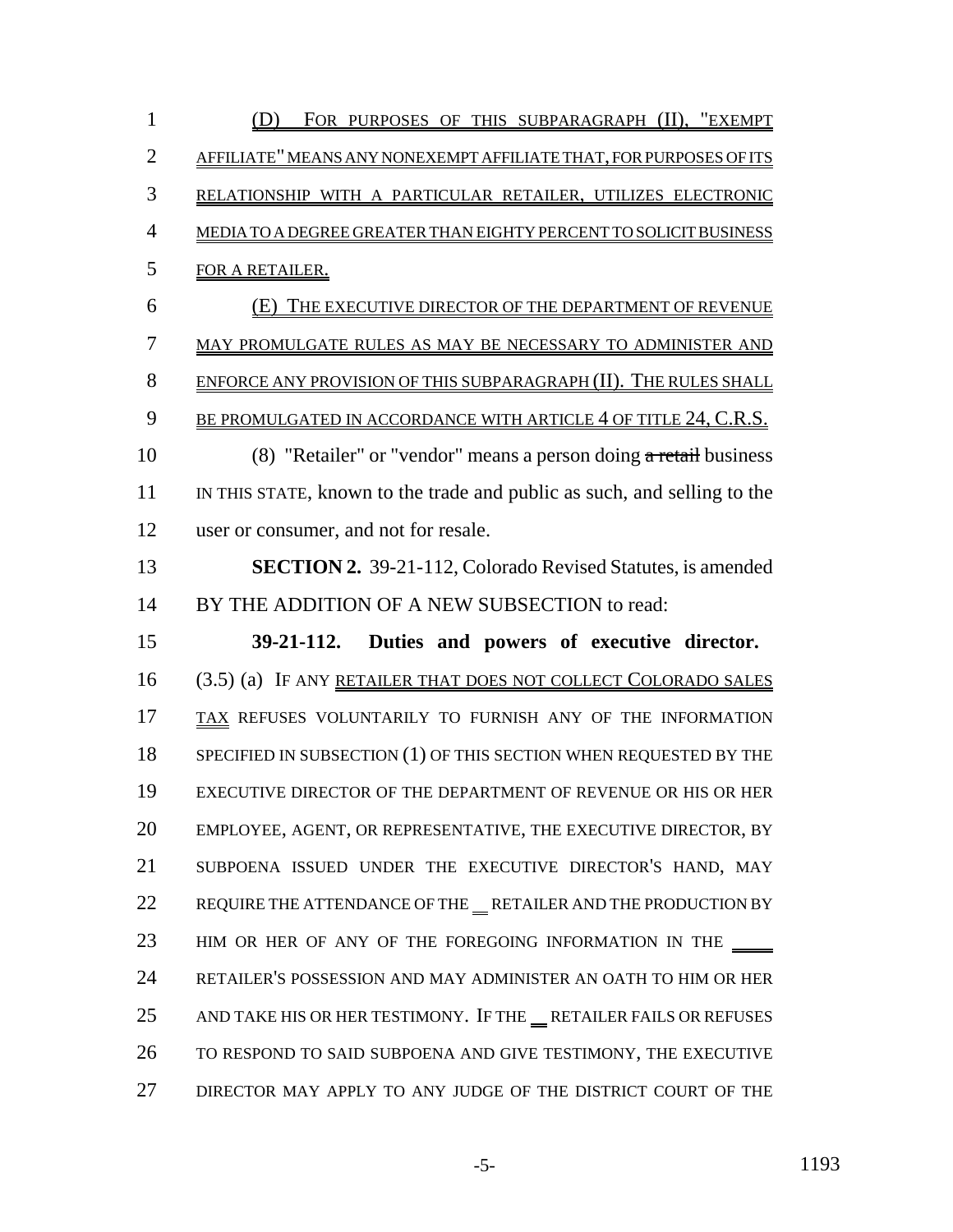(D) FOR PURPOSES OF THIS SUBPARAGRAPH (II), "EXEMPT AFFILIATE" MEANS ANY NONEXEMPT AFFILIATE THAT, FOR PURPOSES OF ITS RELATIONSHIP WITH A PARTICULAR RETAILER, UTILIZES ELECTRONIC MEDIA TO A DEGREE GREATER THAN EIGHTY PERCENT TO SOLICIT BUSINESS FOR A RETAILER.

(E) THE EXECUTIVE DIRECTOR OF THE DEPARTMENT OF REVENUE MAY PROMULGATE RULES AS MAY BE NECESSARY TO ADMINISTER AND ENFORCE ANY PROVISION OF THIS SUBPARAGRAPH (II). THE RULES SHALL BE PROMULGATED IN ACCORDANCE WITH ARTICLE 4 OF TITLE 24, C.R.S.

(8) "Retailer" or "vendor" means a person doing ~~a retail~~ business IN THIS STATE, known to the trade and public as such, and selling to the user or consumer, and not for resale.

**SECTION 2.** 39-21-112, Colorado Revised Statutes, is amended BY THE ADDITION OF A NEW SUBSECTION to read:

**39-21-112. Duties and powers of executive director.** (3.5) (a) IF ANY RETAILER THAT DOES NOT COLLECT COLORADO SALES TAX REFUSES VOLUNTARILY TO FURNISH ANY OF THE INFORMATION SPECIFIED IN SUBSECTION (1) OF THIS SECTION WHEN REQUESTED BY THE EXECUTIVE DIRECTOR OF THE DEPARTMENT OF REVENUE OR HIS OR HER EMPLOYEE, AGENT, OR REPRESENTATIVE, THE EXECUTIVE DIRECTOR, BY SUBPOENA ISSUED UNDER THE EXECUTIVE DIRECTOR'S HAND, MAY REQUIRE THE ATTENDANCE OF THE RETAILER AND THE PRODUCTION BY HIM OR HER OF ANY OF THE FOREGOING INFORMATION IN THE RETAILER'S POSSESSION AND MAY ADMINISTER AN OATH TO HIM OR HER AND TAKE HIS OR HER TESTIMONY. IF THE RETAILER FAILS OR REFUSES TO RESPOND TO SAID SUBPOENA AND GIVE TESTIMONY, THE EXECUTIVE DIRECTOR MAY APPLY TO ANY JUDGE OF THE DISTRICT COURT OF THE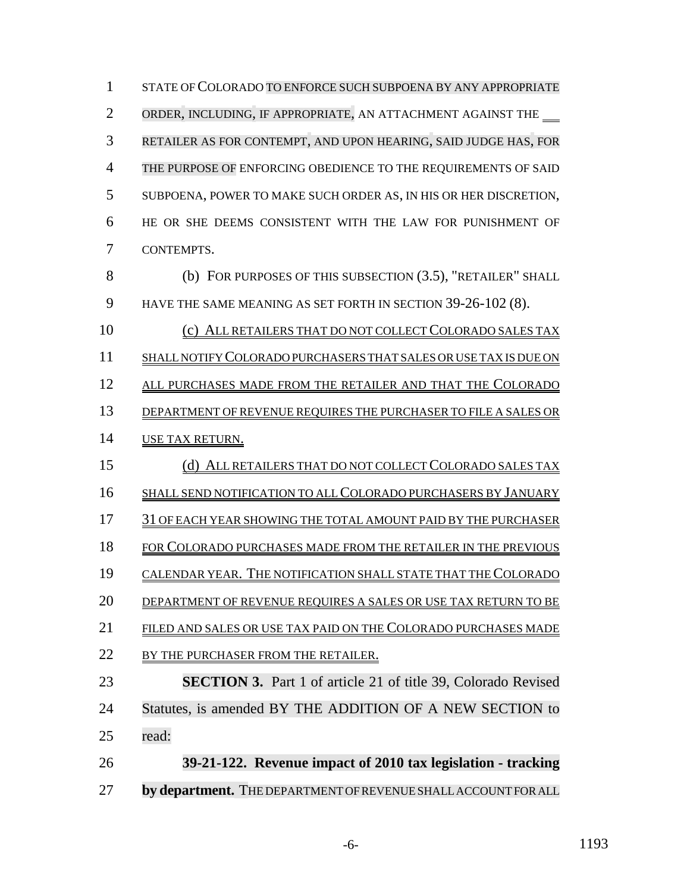STATE OF COLORADO TO ENFORCE SUCH SUBPOENA BY ANY APPROPRIATE ORDER, INCLUDING, IF APPROPRIATE, AN ATTACHMENT AGAINST THE RETAILER AS FOR CONTEMPT, AND UPON HEARING, SAID JUDGE HAS, FOR THE PURPOSE OF ENFORCING OBEDIENCE TO THE REQUIREMENTS OF SAID SUBPOENA, POWER TO MAKE SUCH ORDER AS, IN HIS OR HER DISCRETION, HE OR SHE DEEMS CONSISTENT WITH THE LAW FOR PUNISHMENT OF CONTEMPTS.

(b) FOR PURPOSES OF THIS SUBSECTION (3.5), "RETAILER" SHALL HAVE THE SAME MEANING AS SET FORTH IN SECTION 39-26-102 (8).

(c) ALL RETAILERS THAT DO NOT COLLECT COLORADO SALES TAX SHALL NOTIFY COLORADO PURCHASERS THAT SALES OR USE TAX IS DUE ON ALL PURCHASES MADE FROM THE RETAILER AND THAT THE COLORADO DEPARTMENT OF REVENUE REQUIRES THE PURCHASER TO FILE A SALES OR USE TAX RETURN.

(d) ALL RETAILERS THAT DO NOT COLLECT COLORADO SALES TAX SHALL SEND NOTIFICATION TO ALL COLORADO PURCHASERS BY JANUARY 31 OF EACH YEAR SHOWING THE TOTAL AMOUNT PAID BY THE PURCHASER FOR COLORADO PURCHASES MADE FROM THE RETAILER IN THE PREVIOUS CALENDAR YEAR. THE NOTIFICATION SHALL STATE THAT THE COLORADO DEPARTMENT OF REVENUE REQUIRES A SALES OR USE TAX RETURN TO BE FILED AND SALES OR USE TAX PAID ON THE COLORADO PURCHASES MADE BY THE PURCHASER FROM THE RETAILER.

**SECTION 3.** Part 1 of article 21 of title 39, Colorado Revised Statutes, is amended BY THE ADDITION OF A NEW SECTION to read:

**39-21-122. Revenue impact of 2010 tax legislation - tracking by department.** THE DEPARTMENT OF REVENUE SHALL ACCOUNT FOR ALL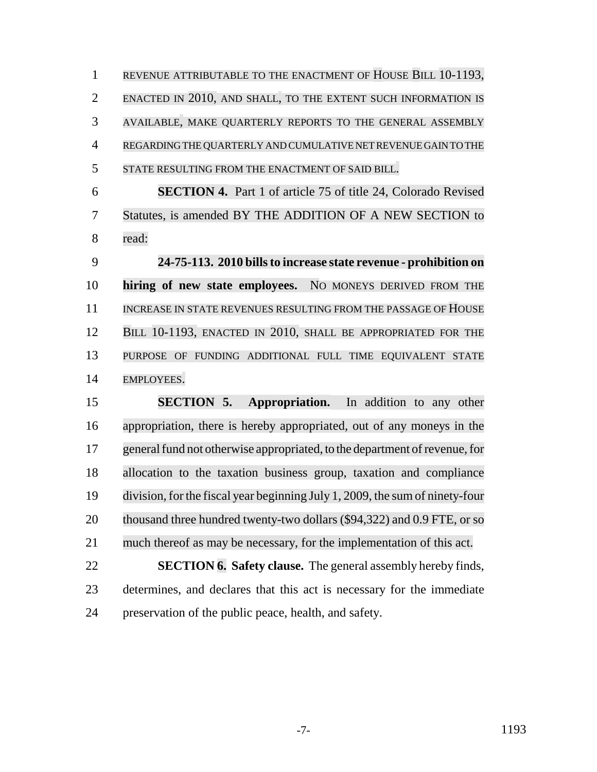REVENUE ATTRIBUTABLE TO THE ENACTMENT OF HOUSE BILL 10-1193, ENACTED IN 2010, AND SHALL, TO THE EXTENT SUCH INFORMATION IS AVAILABLE, MAKE QUARTERLY REPORTS TO THE GENERAL ASSEMBLY REGARDING THE QUARTERLY AND CUMULATIVE NET REVENUE GAIN TO THE STATE RESULTING FROM THE ENACTMENT OF SAID BILL.

**SECTION 4.** Part 1 of article 75 of title 24, Colorado Revised Statutes, is amended BY THE ADDITION OF A NEW SECTION to read:

**24-75-113. 2010 bills to increase state revenue - prohibition on hiring of new state employees.** NO MONEYS DERIVED FROM THE INCREASE IN STATE REVENUES RESULTING FROM THE PASSAGE OF HOUSE BILL 10-1193, ENACTED IN 2010, SHALL BE APPROPRIATED FOR THE PURPOSE OF FUNDING ADDITIONAL FULL TIME EQUIVALENT STATE EMPLOYEES.

**SECTION 5. Appropriation.** In addition to any other appropriation, there is hereby appropriated, out of any moneys in the general fund not otherwise appropriated, to the department of revenue, for allocation to the taxation business group, taxation and compliance division, for the fiscal year beginning July 1, 2009, the sum of ninety-four thousand three hundred twenty-two dollars ($94,322) and 0.9 FTE, or so much thereof as may be necessary, for the implementation of this act.

**SECTION 6. Safety clause.** The general assembly hereby finds, determines, and declares that this act is necessary for the immediate preservation of the public peace, health, and safety.